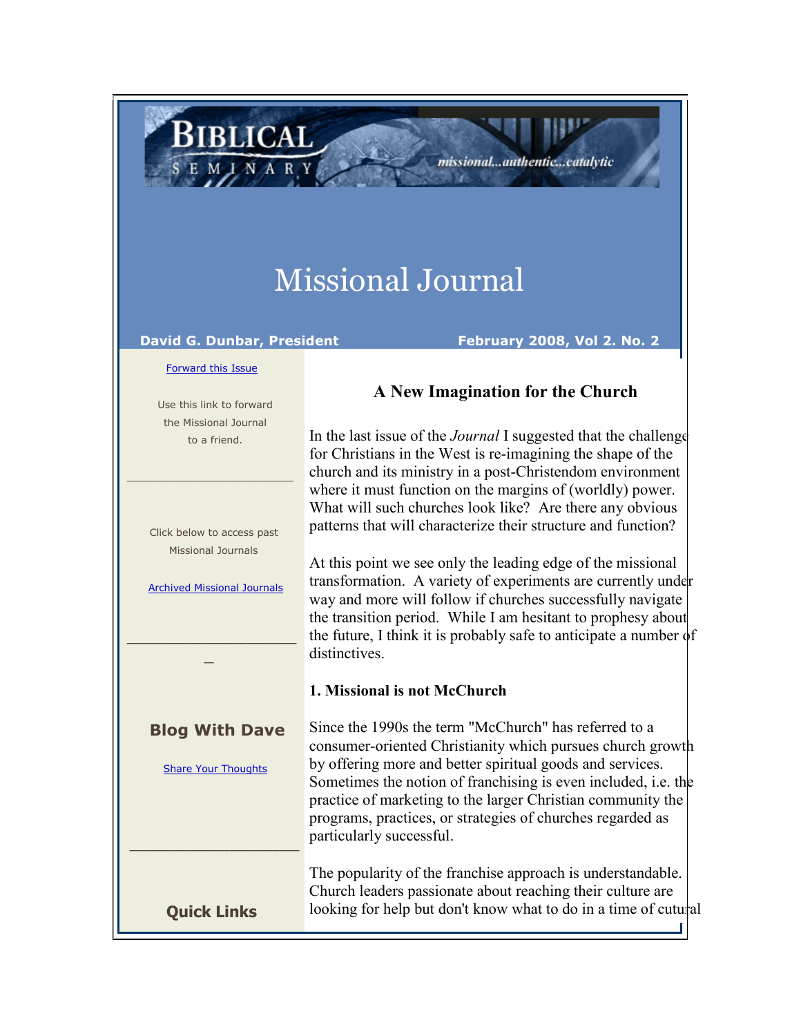BIBLICAL SEMINARY

missional...authentic...catalytic

# Missional Journal

**David G. Dunbar, President** **February 2008, Vol 2. No. 2**

Forward this Issue

Use this link to forward the Missional Journal to a friend.

Click below to access past Missional Journals

Archived Missional Journals

**Blog With Dave**

Share Your Thoughts

**Quick Links**

## A New Imagination for the Church

In the last issue of the *Journal* I suggested that the challenge for Christians in the West is re-imagining the shape of the church and its ministry in a post-Christendom environment where it must function on the margins of (worldly) power. What will such churches look like? Are there any obvious patterns that will characterize their structure and function?

At this point we see only the leading edge of the missional transformation. A variety of experiments are currently under way and more will follow if churches successfully navigate the transition period. While I am hesitant to prophesy about the future, I think it is probably safe to anticipate a number of distinctives.

### 1. Missional is not McChurch

Since the 1990s the term "McChurch" has referred to a consumer-oriented Christianity which pursues church growth by offering more and better spiritual goods and services. Sometimes the notion of franchising is even included, i.e. the practice of marketing to the larger Christian community the programs, practices, or strategies of churches regarded as particularly successful.

The popularity of the franchise approach is understandable. Church leaders passionate about reaching their culture are looking for help but don't know what to do in a time of cultural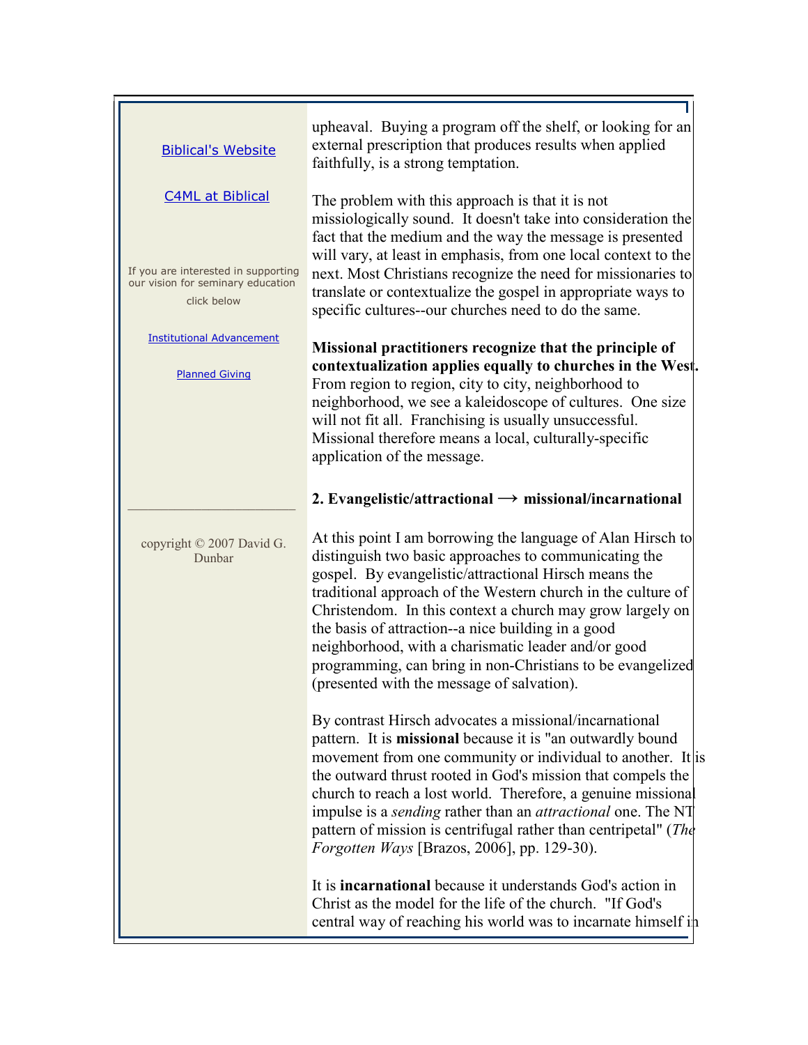Biblical's Website

C4ML at Biblical

If you are interested in supporting our vision for seminary education click below

Institutional Advancement

Planned Giving

copyright © 2007 David G. Dunbar

upheaval. Buying a program off the shelf, or looking for an external prescription that produces results when applied faithfully, is a strong temptation.

The problem with this approach is that it is not missiologically sound. It doesn't take into consideration the fact that the medium and the way the message is presented will vary, at least in emphasis, from one local context to the next. Most Christians recognize the need for missionaries to translate or contextualize the gospel in appropriate ways to specific cultures--our churches need to do the same.

**Missional practitioners recognize that the principle of contextualization applies equally to churches in the West.** From region to region, city to city, neighborhood to neighborhood, we see a kaleidoscope of cultures. One size will not fit all. Franchising is usually unsuccessful. Missional therefore means a local, culturally-specific application of the message.

**2. Evangelistic/attractional → missional/incarnational**

At this point I am borrowing the language of Alan Hirsch to distinguish two basic approaches to communicating the gospel. By evangelistic/attractional Hirsch means the traditional approach of the Western church in the culture of Christendom. In this context a church may grow largely on the basis of attraction--a nice building in a good neighborhood, with a charismatic leader and/or good programming, can bring in non-Christians to be evangelized (presented with the message of salvation).

By contrast Hirsch advocates a missional/incarnational pattern. It is **missional** because it is "an outwardly bound movement from one community or individual to another. It is the outward thrust rooted in God's mission that compels the church to reach a lost world. Therefore, a genuine missional impulse is a *sending* rather than an *attractional* one. The NT pattern of mission is centrifugal rather than centripetal" (*The Forgotten Ways* [Brazos, 2006], pp. 129-30).

It is **incarnational** because it understands God's action in Christ as the model for the life of the church. "If God's central way of reaching his world was to incarnate himself in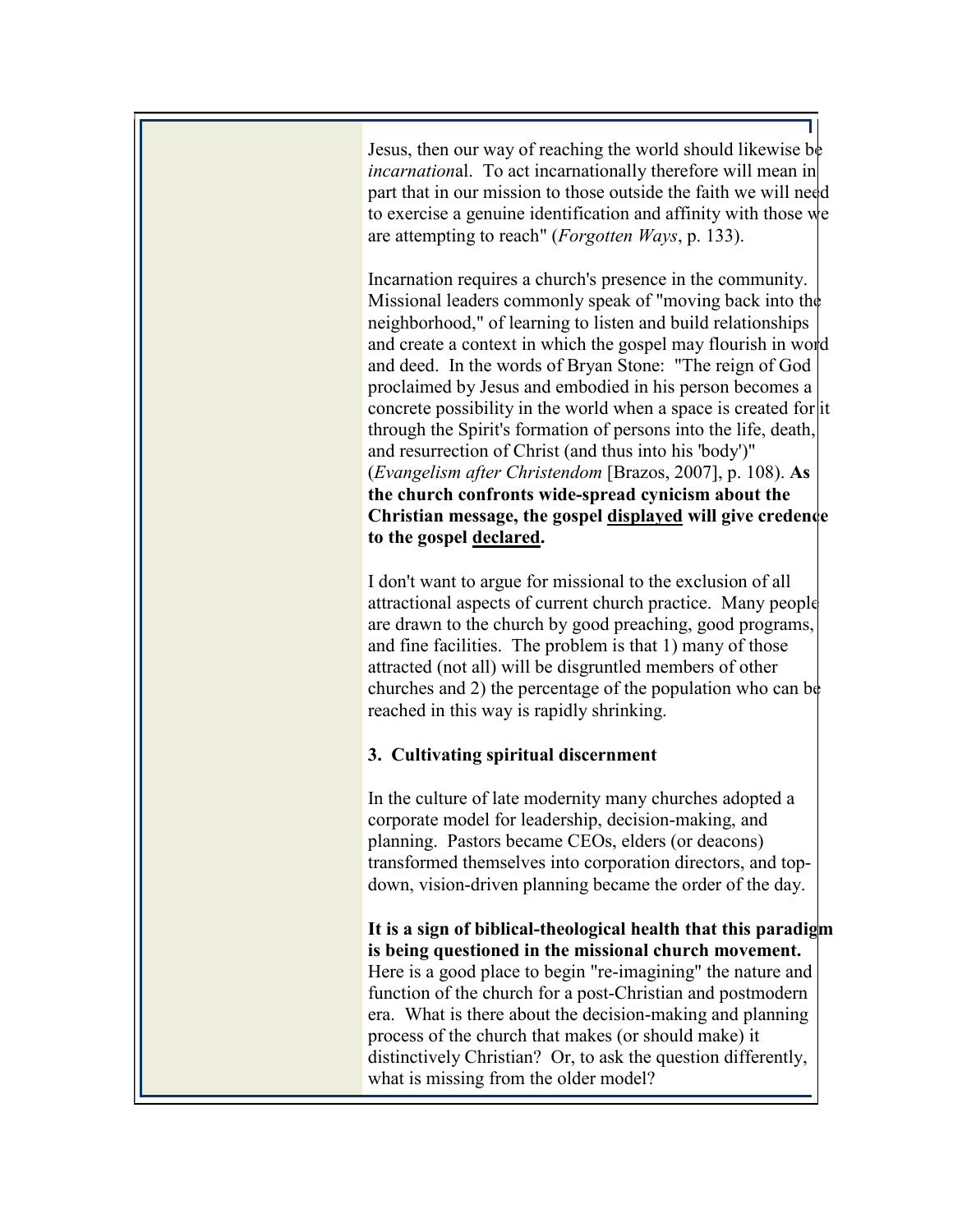Jesus, then our way of reaching the world should likewise be *incarnational*. To act incarnationally therefore will mean in part that in our mission to those outside the faith we will need to exercise a genuine identification and affinity with those we are attempting to reach" (*Forgotten Ways*, p. 133).

Incarnation requires a church's presence in the community. Missional leaders commonly speak of "moving back into the neighborhood," of learning to listen and build relationships and create a context in which the gospel may flourish in word and deed. In the words of Bryan Stone: "The reign of God proclaimed by Jesus and embodied in his person becomes a concrete possibility in the world when a space is created for it through the Spirit's formation of persons into the life, death, and resurrection of Christ (and thus into his 'body')" (*Evangelism after Christendom* [Brazos, 2007], p. 108). **As the church confronts wide-spread cynicism about the Christian message, the gospel <u>displayed</u> will give credence to the gospel <u>declared</u>.**

I don't want to argue for missional to the exclusion of all attractional aspects of current church practice. Many people are drawn to the church by good preaching, good programs, and fine facilities. The problem is that 1) many of those attracted (not all) will be disgruntled members of other churches and 2) the percentage of the population who can be reached in this way is rapidly shrinking.

### 3. Cultivating spiritual discernment

In the culture of late modernity many churches adopted a corporate model for leadership, decision-making, and planning. Pastors became CEOs, elders (or deacons) transformed themselves into corporation directors, and top-down, vision-driven planning became the order of the day.

**It is a sign of biblical-theological health that this paradigm is being questioned in the missional church movement.** Here is a good place to begin "re-imagining" the nature and function of the church for a post-Christian and postmodern era. What is there about the decision-making and planning process of the church that makes (or should make) it distinctively Christian? Or, to ask the question differently, what is missing from the older model?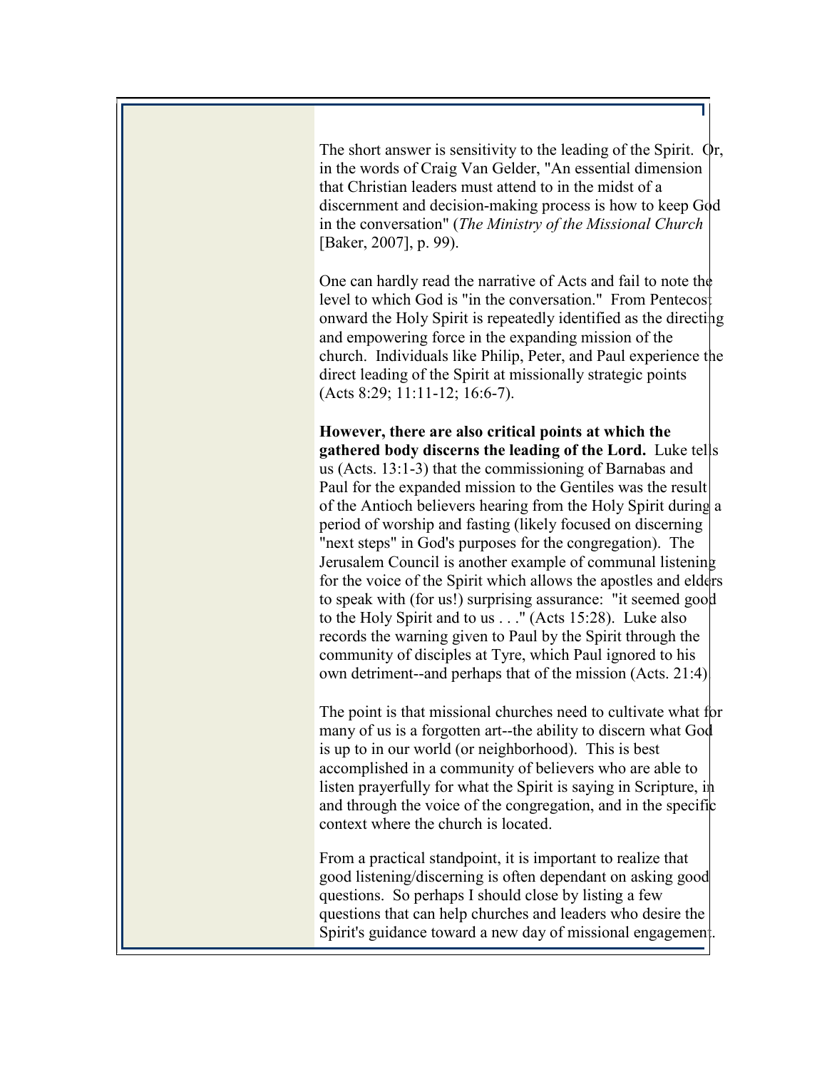The short answer is sensitivity to the leading of the Spirit. Or, in the words of Craig Van Gelder, "An essential dimension that Christian leaders must attend to in the midst of a discernment and decision-making process is how to keep God in the conversation" (*The Ministry of the Missional Church* [Baker, 2007], p. 99).

One can hardly read the narrative of Acts and fail to note the level to which God is "in the conversation." From Pentecost onward the Holy Spirit is repeatedly identified as the directing and empowering force in the expanding mission of the church. Individuals like Philip, Peter, and Paul experience the direct leading of the Spirit at missionally strategic points (Acts 8:29; 11:11-12; 16:6-7).

**However, there are also critical points at which the gathered body discerns the leading of the Lord.** Luke tells us (Acts. 13:1-3) that the commissioning of Barnabas and Paul for the expanded mission to the Gentiles was the result of the Antioch believers hearing from the Holy Spirit during a period of worship and fasting (likely focused on discerning "next steps" in God's purposes for the congregation). The Jerusalem Council is another example of communal listening for the voice of the Spirit which allows the apostles and elders to speak with (for us!) surprising assurance: "it seemed good to the Holy Spirit and to us . . ." (Acts 15:28). Luke also records the warning given to Paul by the Spirit through the community of disciples at Tyre, which Paul ignored to his own detriment--and perhaps that of the mission (Acts. 21:4).

The point is that missional churches need to cultivate what for many of us is a forgotten art--the ability to discern what God is up to in our world (or neighborhood). This is best accomplished in a community of believers who are able to listen prayerfully for what the Spirit is saying in Scripture, in and through the voice of the congregation, and in the specific context where the church is located.

From a practical standpoint, it is important to realize that good listening/discerning is often dependant on asking good questions. So perhaps I should close by listing a few questions that can help churches and leaders who desire the Spirit's guidance toward a new day of missional engagement.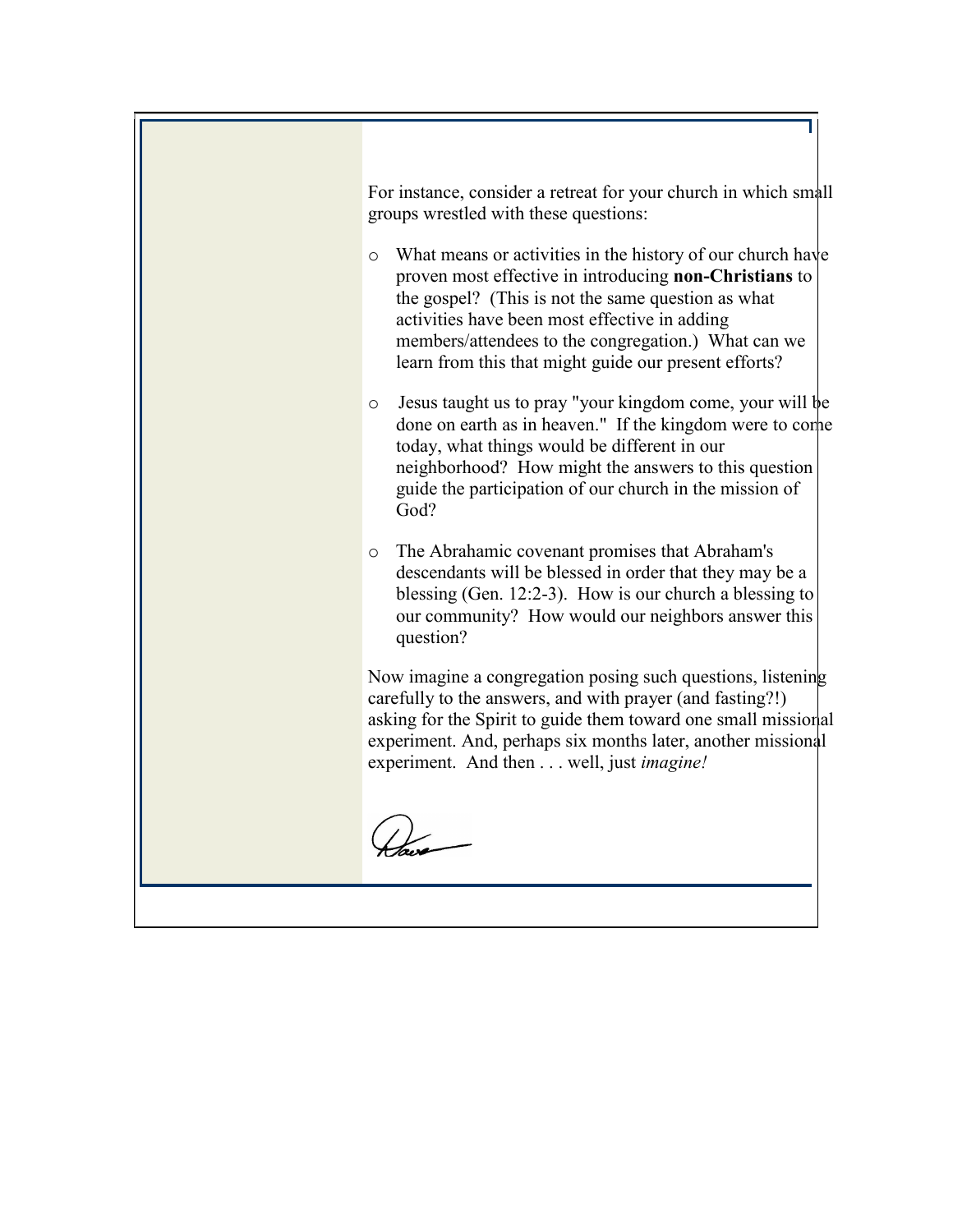For instance, consider a retreat for your church in which small groups wrestled with these questions:

- What means or activities in the history of our church have proven most effective in introducing **non-Christians** to the gospel? (This is not the same question as what activities have been most effective in adding members/attendees to the congregation.) What can we learn from this that might guide our present efforts?

- Jesus taught us to pray "your kingdom come, your will be done on earth as in heaven." If the kingdom were to come today, what things would be different in our neighborhood? How might the answers to this question guide the participation of our church in the mission of God?

- The Abrahamic covenant promises that Abraham's descendants will be blessed in order that they may be a blessing (Gen. 12:2-3). How is our church a blessing to our community? How would our neighbors answer this question?

Now imagine a congregation posing such questions, listening carefully to the answers, and with prayer (and fasting?!) asking for the Spirit to guide them toward one small missional experiment. And, perhaps six months later, another missional experiment. And then . . . well, just *imagine!*

Dave